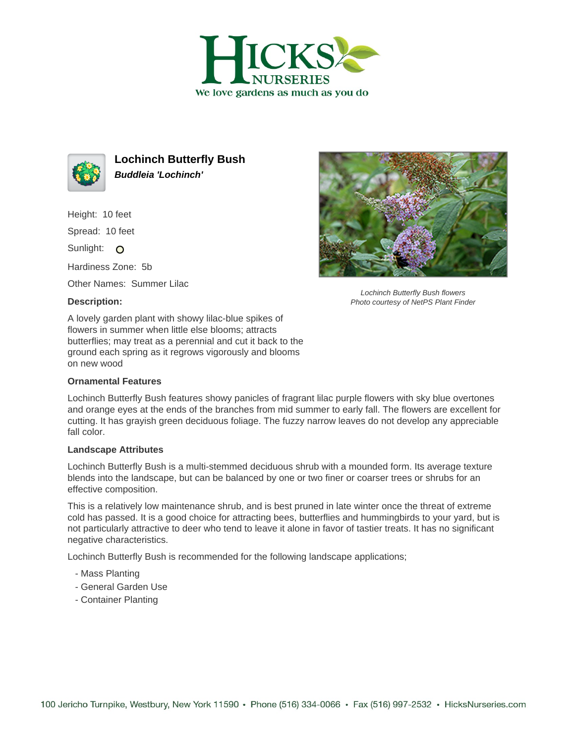Hicks Nurseries

We love gardens as much as you do

# Lochinch Butterfly Bush

***Buddleia 'Lochinch'***

Height: 10 feet

Spread: 10 feet

Sunlight: O

Hardiness Zone: 5b

Other Names: Summer Lilac

*Lochinch Butterfly Bush flowers*
*Photo courtesy of NetPS Plant Finder*

### Description:

A lovely garden plant with showy lilac-blue spikes of flowers in summer when little else blooms; attracts butterflies; may treat as a perennial and cut it back to the ground each spring as it regrows vigorously and blooms on new wood

### Ornamental Features

Lochinch Butterfly Bush features showy panicles of fragrant lilac purple flowers with sky blue overtones and orange eyes at the ends of the branches from mid summer to early fall. The flowers are excellent for cutting. It has grayish green deciduous foliage. The fuzzy narrow leaves do not develop any appreciable fall color.

### Landscape Attributes

Lochinch Butterfly Bush is a multi-stemmed deciduous shrub with a mounded form. Its average texture blends into the landscape, but can be balanced by one or two finer or coarser trees or shrubs for an effective composition.

This is a relatively low maintenance shrub, and is best pruned in late winter once the threat of extreme cold has passed. It is a good choice for attracting bees, butterflies and hummingbirds to your yard, but is not particularly attractive to deer who tend to leave it alone in favor of tastier treats. It has no significant negative characteristics.

Lochinch Butterfly Bush is recommended for the following landscape applications;

- Mass Planting
- General Garden Use
- Container Planting

100 Jericho Turnpike, Westbury, New York 11590 • Phone (516) 334-0066 • Fax (516) 997-2532 • HicksNurseries.com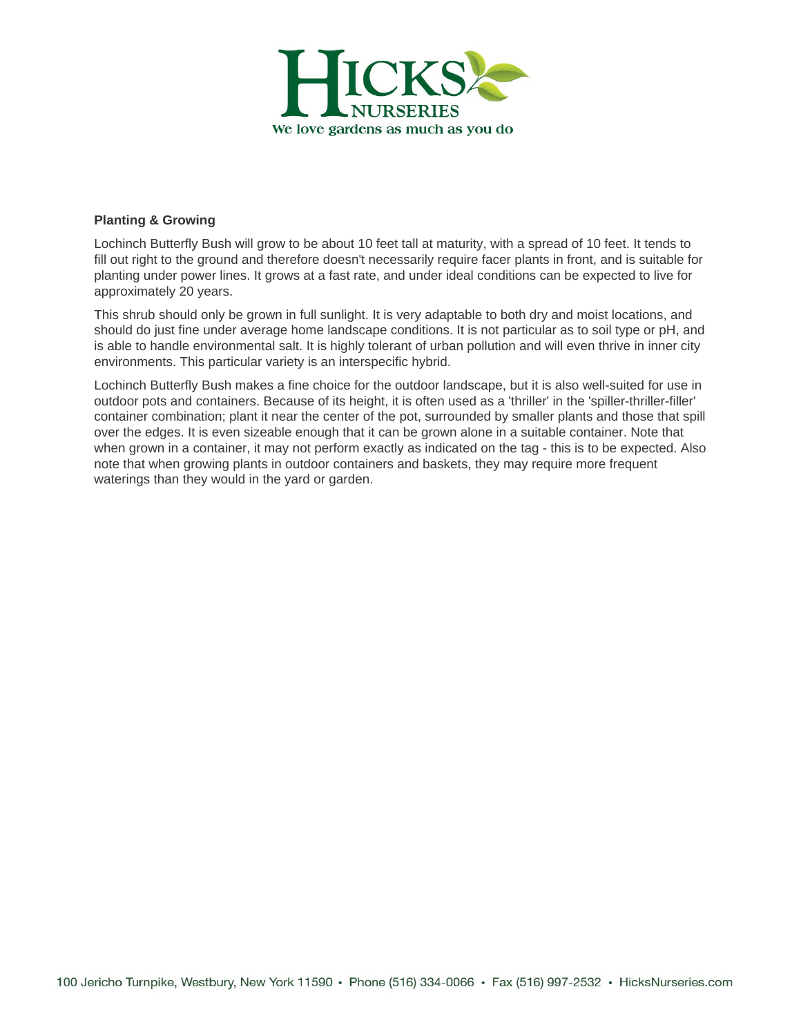### Planting & Growing

Lochinch Butterfly Bush will grow to be about 10 feet tall at maturity, with a spread of 10 feet. It tends to fill out right to the ground and therefore doesn't necessarily require facer plants in front, and is suitable for planting under power lines. It grows at a fast rate, and under ideal conditions can be expected to live for approximately 20 years.

This shrub should only be grown in full sunlight. It is very adaptable to both dry and moist locations, and should do just fine under average home landscape conditions. It is not particular as to soil type or pH, and is able to handle environmental salt. It is highly tolerant of urban pollution and will even thrive in inner city environments. This particular variety is an interspecific hybrid.

Lochinch Butterfly Bush makes a fine choice for the outdoor landscape, but it is also well-suited for use in outdoor pots and containers. Because of its height, it is often used as a 'thriller' in the 'spiller-thriller-filler' container combination; plant it near the center of the pot, surrounded by smaller plants and those that spill over the edges. It is even sizeable enough that it can be grown alone in a suitable container. Note that when grown in a container, it may not perform exactly as indicated on the tag - this is to be expected. Also note that when growing plants in outdoor containers and baskets, they may require more frequent waterings than they would in the yard or garden.